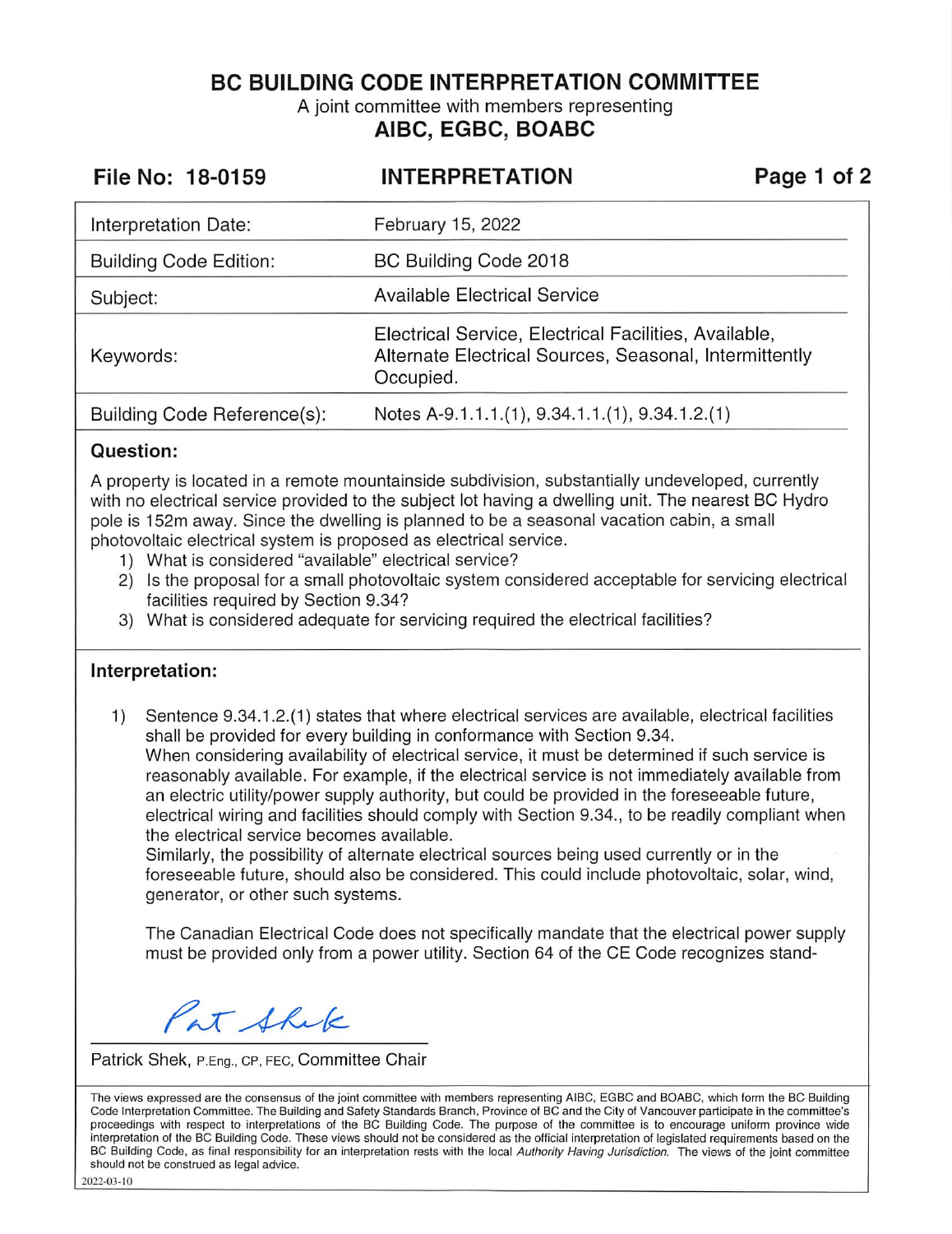# BC BUILDING CODE INTERPRETATION COMMITTEE

A joint committee with members representing

## AIBC, EGBC, BOABC

**File No: 18-0159** | **INTERPRETATION**

| | |
|---|---|
| Interpretation Date: | February 15, 2022 |
| Building Code Edition: | BC Building Code 2018 |
| Subject: | Available Electrical Service |
| Keywords: | Electrical Service, Electrical Facilities, Available, Alternate Electrical Sources, Seasonal, Intermittently Occupied. |
| Building Code Reference(s): | Notes A-9.1.1.1.(1), 9.34.1.1.(1), 9.34.1.2.(1) |

### Question:

A property is located in a remote mountainside subdivision, substantially undeveloped, currently with no electrical service provided to the subject lot having a dwelling unit. The nearest BC Hydro pole is 152m away. Since the dwelling is planned to be a seasonal vacation cabin, a small photovoltaic electrical system is proposed as electrical service.

1) What is considered "available" electrical service?
2) Is the proposal for a small photovoltaic system considered acceptable for servicing electrical facilities required by Section 9.34?
3) What is considered adequate for servicing required the electrical facilities?

### Interpretation:

1) Sentence 9.34.1.2.(1) states that where electrical services are available, electrical facilities shall be provided for every building in conformance with Section 9.34.
   When considering availability of electrical service, it must be determined if such service is reasonably available. For example, if the electrical service is not immediately available from an electric utility/power supply authority, but could be provided in the foreseeable future, electrical wiring and facilities should comply with Section 9.34., to be readily compliant when the electrical service becomes available.
   Similarly, the possibility of alternate electrical sources being used currently or in the foreseeable future, should also be considered. This could include photovoltaic, solar, wind, generator, or other such systems.

   The Canadian Electrical Code does not specifically mandate that the electrical power supply must be provided only from a power utility. Section 64 of the CE Code recognizes stand-

Patrick Shek, P.Eng., CP, FEC, Committee Chair

The views expressed are the consensus of the joint committee with members representing AIBC, EGBC and BOABC, which form the BC Building Code Interpretation Committee. The Building and Safety Standards Branch, Province of BC and the City of Vancouver participate in the committee's proceedings with respect to interpretations of the BC Building Code. The purpose of the committee is to encourage uniform province wide interpretation of the BC Building Code. These views should not be considered as the official interpretation of legislated requirements based on the BC Building Code, as final responsibility for an interpretation rests with the local *Authority Having Jurisdiction*. The views of the joint committee should not be construed as legal advice.

2022-03-10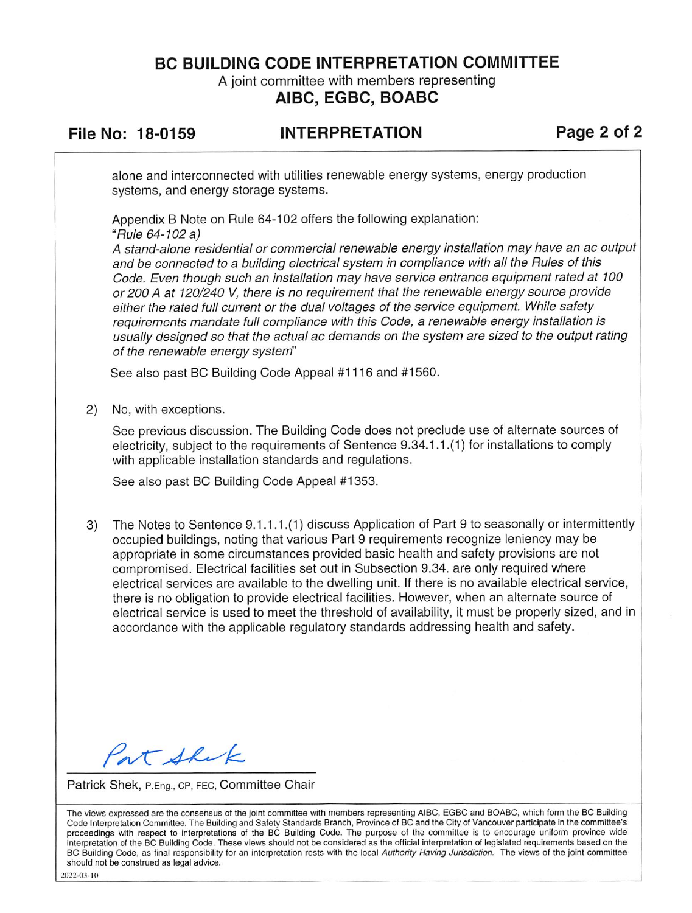alone and interconnected with utilities renewable energy systems, energy production systems, and energy storage systems.

Appendix B Note on Rule 64-102 offers the following explanation:

"*Rule 64-102 a)*

*A stand-alone residential or commercial renewable energy installation may have an ac output and be connected to a building electrical system in compliance with all the Rules of this Code. Even though such an installation may have service entrance equipment rated at 100 or 200 A at 120/240 V, there is no requirement that the renewable energy source provide either the rated full current or the dual voltages of the service equipment. While safety requirements mandate full compliance with this Code, a renewable energy installation is usually designed so that the actual ac demands on the system are sized to the output rating of the renewable energy system*"

See also past BC Building Code Appeal #1116 and #1560.

2) No, with exceptions.

   See previous discussion. The Building Code does not preclude use of alternate sources of electricity, subject to the requirements of Sentence 9.34.1.1.(1) for installations to comply with applicable installation standards and regulations.

   See also past BC Building Code Appeal #1353.

3) The Notes to Sentence 9.1.1.1.(1) discuss Application of Part 9 to seasonally or intermittently occupied buildings, noting that various Part 9 requirements recognize leniency may be appropriate in some circumstances provided basic health and safety provisions are not compromised. Electrical facilities set out in Subsection 9.34. are only required where electrical services are available to the dwelling unit. If there is no available electrical service, there is no obligation to provide electrical facilities. However, when an alternate source of electrical service is used to meet the threshold of availability, it must be properly sized, and in accordance with the applicable regulatory standards addressing health and safety.

Pat Shek

Patrick Shek, P.Eng., CP, FEC, Committee Chair

The views expressed are the consensus of the joint committee with members representing AIBC, EGBC and BOABC, which form the BC Building Code Interpretation Committee. The Building and Safety Standards Branch, Province of BC and the City of Vancouver participate in the committee's proceedings with respect to interpretations of the BC Building Code. The purpose of the committee is to encourage uniform province wide interpretation of the BC Building Code. These views should not be considered as the official interpretation of legislated requirements based on the BC Building Code, as final responsibility for an interpretation rests with the local *Authority Having Jurisdiction*. The views of the joint committee should not be construed as legal advice.

2022-03-10